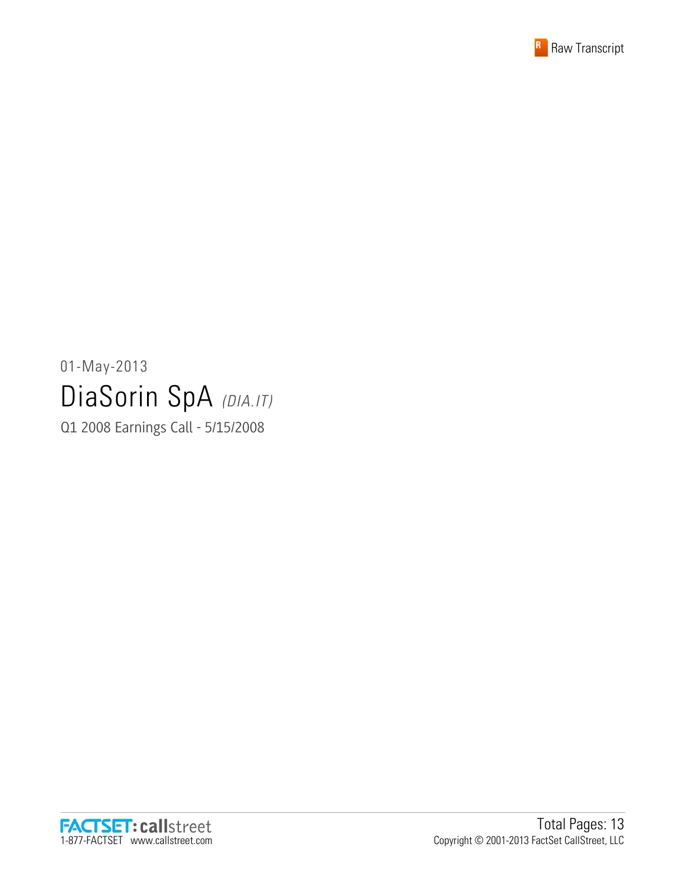Raw Transcript

01-May-2013

# DiaSorin SpA *(DIA.IT)*

Q1 2008 Earnings Call - 5/15/2008

Total Pages: 13

Copyright © 2001-2013 FactSet CallStreet, LLC

FACTSET: callstreet
1-877-FACTSET www.callstreet.com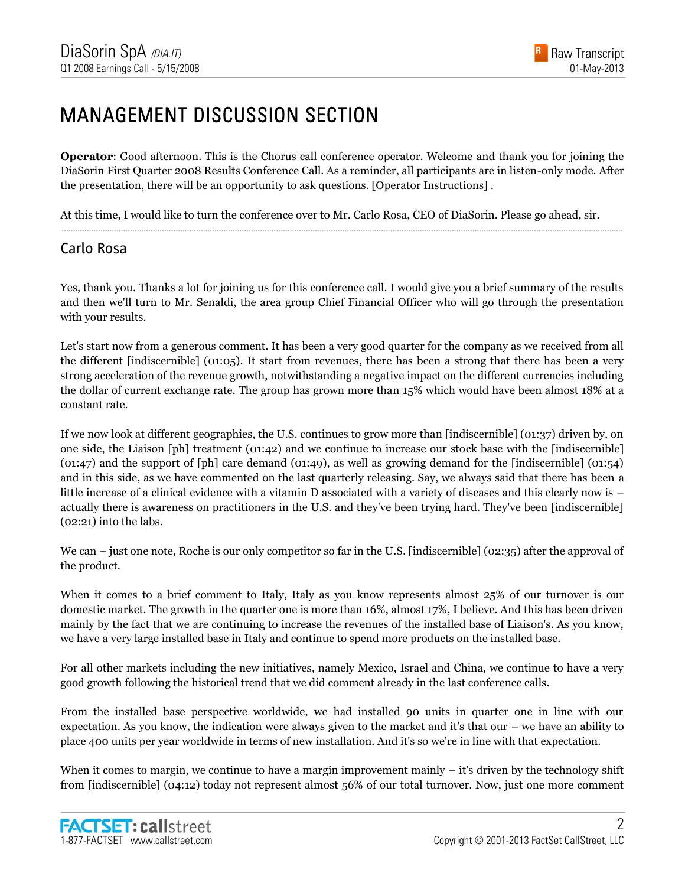# MANAGEMENT DISCUSSION SECTION

**Operator**: Good afternoon. This is the Chorus call conference operator. Welcome and thank you for joining the DiaSorin First Quarter 2008 Results Conference Call. As a reminder, all participants are in listen-only mode. After the presentation, there will be an opportunity to ask questions. [Operator Instructions] .

At this time, I would like to turn the conference over to Mr. Carlo Rosa, CEO of DiaSorin. Please go ahead, sir.

## Carlo Rosa

Yes, thank you. Thanks a lot for joining us for this conference call. I would give you a brief summary of the results and then we'll turn to Mr. Senaldi, the area group Chief Financial Officer who will go through the presentation with your results.

Let's start now from a generous comment. It has been a very good quarter for the company as we received from all the different [indiscernible] (01:05). It start from revenues, there has been a strong that there has been a very strong acceleration of the revenue growth, notwithstanding a negative impact on the different currencies including the dollar of current exchange rate. The group has grown more than 15% which would have been almost 18% at a constant rate.

If we now look at different geographies, the U.S. continues to grow more than [indiscernible] (01:37) driven by, on one side, the Liaison [ph] treatment (01:42) and we continue to increase our stock base with the [indiscernible] (01:47) and the support of [ph] care demand (01:49), as well as growing demand for the [indiscernible] (01:54) and in this side, as we have commented on the last quarterly releasing. Say, we always said that there has been a little increase of a clinical evidence with a vitamin D associated with a variety of diseases and this clearly now is – actually there is awareness on practitioners in the U.S. and they've been trying hard. They've been [indiscernible] (02:21) into the labs.

We can – just one note, Roche is our only competitor so far in the U.S. [indiscernible] (02:35) after the approval of the product.

When it comes to a brief comment to Italy, Italy as you know represents almost 25% of our turnover is our domestic market. The growth in the quarter one is more than 16%, almost 17%, I believe. And this has been driven mainly by the fact that we are continuing to increase the revenues of the installed base of Liaison's. As you know, we have a very large installed base in Italy and continue to spend more products on the installed base.

For all other markets including the new initiatives, namely Mexico, Israel and China, we continue to have a very good growth following the historical trend that we did comment already in the last conference calls.

From the installed base perspective worldwide, we had installed 90 units in quarter one in line with our expectation. As you know, the indication were always given to the market and it's that our – we have an ability to place 400 units per year worldwide in terms of new installation. And it's so we're in line with that expectation.

When it comes to margin, we continue to have a margin improvement mainly – it's driven by the technology shift from [indiscernible] (04:12) today not represent almost 56% of our total turnover. Now, just one more comment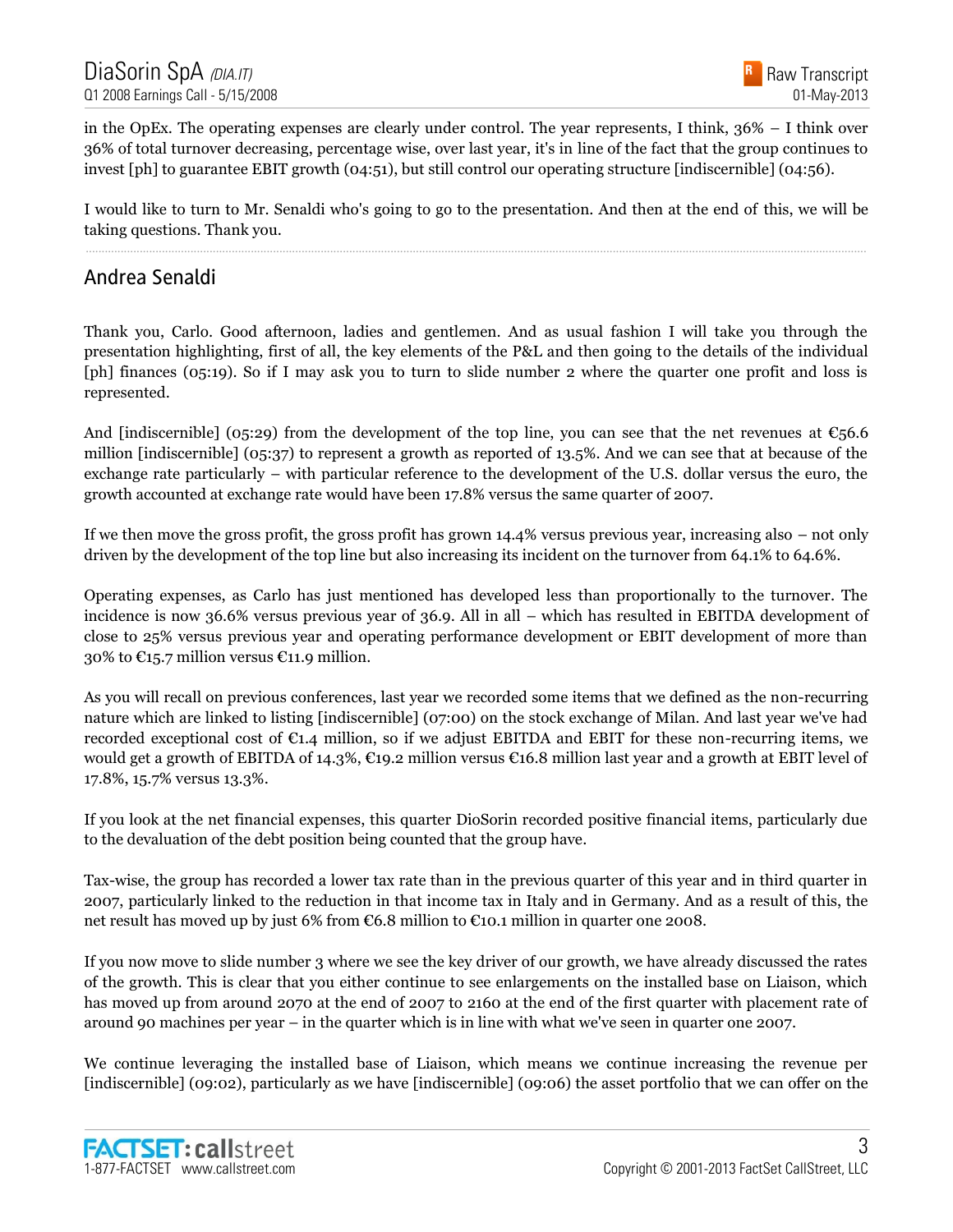in the OpEx. The operating expenses are clearly under control. The year represents, I think, 36% – I think over 36% of total turnover decreasing, percentage wise, over last year, it's in line of the fact that the group continues to invest [ph] to guarantee EBIT growth (04:51), but still control our operating structure [indiscernible] (04:56).

I would like to turn to Mr. Senaldi who's going to go to the presentation. And then at the end of this, we will be taking questions. Thank you.

## Andrea Senaldi

Thank you, Carlo. Good afternoon, ladies and gentlemen. And as usual fashion I will take you through the presentation highlighting, first of all, the key elements of the P&L and then going to the details of the individual [ph] finances (05:19). So if I may ask you to turn to slide number 2 where the quarter one profit and loss is represented.

And [indiscernible] (05:29) from the development of the top line, you can see that the net revenues at €56.6 million [indiscernible] (05:37) to represent a growth as reported of 13.5%. And we can see that at because of the exchange rate particularly – with particular reference to the development of the U.S. dollar versus the euro, the growth accounted at exchange rate would have been 17.8% versus the same quarter of 2007.

If we then move the gross profit, the gross profit has grown 14.4% versus previous year, increasing also – not only driven by the development of the top line but also increasing its incident on the turnover from 64.1% to 64.6%.

Operating expenses, as Carlo has just mentioned has developed less than proportionally to the turnover. The incidence is now 36.6% versus previous year of 36.9. All in all – which has resulted in EBITDA development of close to 25% versus previous year and operating performance development or EBIT development of more than 30% to €15.7 million versus €11.9 million.

As you will recall on previous conferences, last year we recorded some items that we defined as the non-recurring nature which are linked to listing [indiscernible] (07:00) on the stock exchange of Milan. And last year we've had recorded exceptional cost of €1.4 million, so if we adjust EBITDA and EBIT for these non-recurring items, we would get a growth of EBITDA of 14.3%, €19.2 million versus €16.8 million last year and a growth at EBIT level of 17.8%, 15.7% versus 13.3%.

If you look at the net financial expenses, this quarter DioSorin recorded positive financial items, particularly due to the devaluation of the debt position being counted that the group have.

Tax-wise, the group has recorded a lower tax rate than in the previous quarter of this year and in third quarter in 2007, particularly linked to the reduction in that income tax in Italy and in Germany. And as a result of this, the net result has moved up by just 6% from €6.8 million to €10.1 million in quarter one 2008.

If you now move to slide number 3 where we see the key driver of our growth, we have already discussed the rates of the growth. This is clear that you either continue to see enlargements on the installed base on Liaison, which has moved up from around 2070 at the end of 2007 to 2160 at the end of the first quarter with placement rate of around 90 machines per year – in the quarter which is in line with what we've seen in quarter one 2007.

We continue leveraging the installed base of Liaison, which means we continue increasing the revenue per [indiscernible] (09:02), particularly as we have [indiscernible] (09:06) the asset portfolio that we can offer on the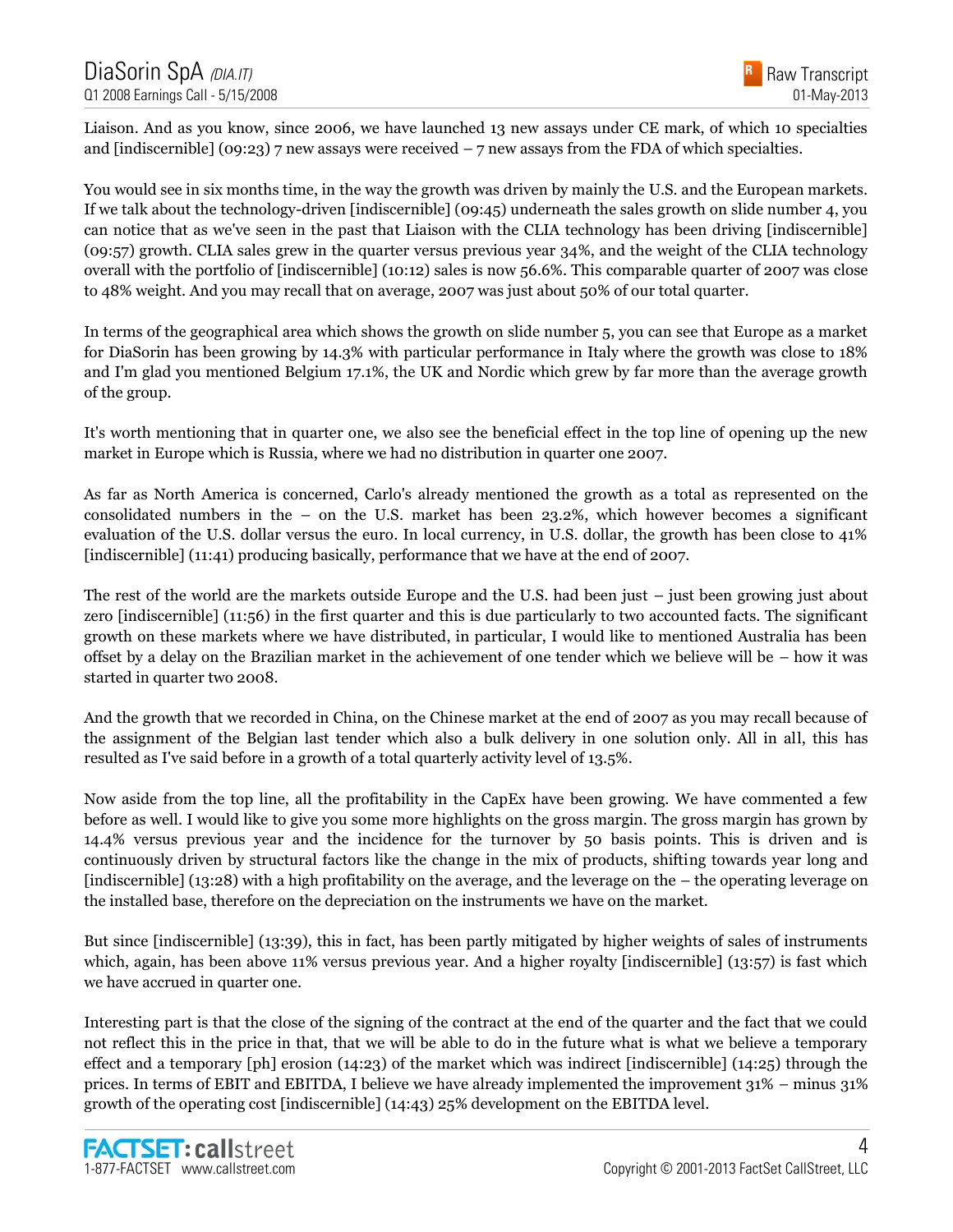Liaison. And as you know, since 2006, we have launched 13 new assays under CE mark, of which 10 specialties and [indiscernible] (09:23) 7 new assays were received – 7 new assays from the FDA of which specialties.

You would see in six months time, in the way the growth was driven by mainly the U.S. and the European markets. If we talk about the technology-driven [indiscernible] (09:45) underneath the sales growth on slide number 4, you can notice that as we've seen in the past that Liaison with the CLIA technology has been driving [indiscernible] (09:57) growth. CLIA sales grew in the quarter versus previous year 34%, and the weight of the CLIA technology overall with the portfolio of [indiscernible] (10:12) sales is now 56.6%. This comparable quarter of 2007 was close to 48% weight. And you may recall that on average, 2007 was just about 50% of our total quarter.

In terms of the geographical area which shows the growth on slide number 5, you can see that Europe as a market for DiaSorin has been growing by 14.3% with particular performance in Italy where the growth was close to 18% and I'm glad you mentioned Belgium 17.1%, the UK and Nordic which grew by far more than the average growth of the group.

It's worth mentioning that in quarter one, we also see the beneficial effect in the top line of opening up the new market in Europe which is Russia, where we had no distribution in quarter one 2007.

As far as North America is concerned, Carlo's already mentioned the growth as a total as represented on the consolidated numbers in the – on the U.S. market has been 23.2%, which however becomes a significant evaluation of the U.S. dollar versus the euro. In local currency, in U.S. dollar, the growth has been close to 41% [indiscernible] (11:41) producing basically, performance that we have at the end of 2007.

The rest of the world are the markets outside Europe and the U.S. had been just – just been growing just about zero [indiscernible] (11:56) in the first quarter and this is due particularly to two accounted facts. The significant growth on these markets where we have distributed, in particular, I would like to mentioned Australia has been offset by a delay on the Brazilian market in the achievement of one tender which we believe will be – how it was started in quarter two 2008.

And the growth that we recorded in China, on the Chinese market at the end of 2007 as you may recall because of the assignment of the Belgian last tender which also a bulk delivery in one solution only. All in all, this has resulted as I've said before in a growth of a total quarterly activity level of 13.5%.

Now aside from the top line, all the profitability in the CapEx have been growing. We have commented a few before as well. I would like to give you some more highlights on the gross margin. The gross margin has grown by 14.4% versus previous year and the incidence for the turnover by 50 basis points. This is driven and is continuously driven by structural factors like the change in the mix of products, shifting towards year long and [indiscernible] (13:28) with a high profitability on the average, and the leverage on the – the operating leverage on the installed base, therefore on the depreciation on the instruments we have on the market.

But since [indiscernible] (13:39), this in fact, has been partly mitigated by higher weights of sales of instruments which, again, has been above 11% versus previous year. And a higher royalty [indiscernible] (13:57) is fast which we have accrued in quarter one.

Interesting part is that the close of the signing of the contract at the end of the quarter and the fact that we could not reflect this in the price in that, that we will be able to do in the future what is what we believe a temporary effect and a temporary [ph] erosion (14:23) of the market which was indirect [indiscernible] (14:25) through the prices. In terms of EBIT and EBITDA, I believe we have already implemented the improvement 31% – minus 31% growth of the operating cost [indiscernible] (14:43) 25% development on the EBITDA level.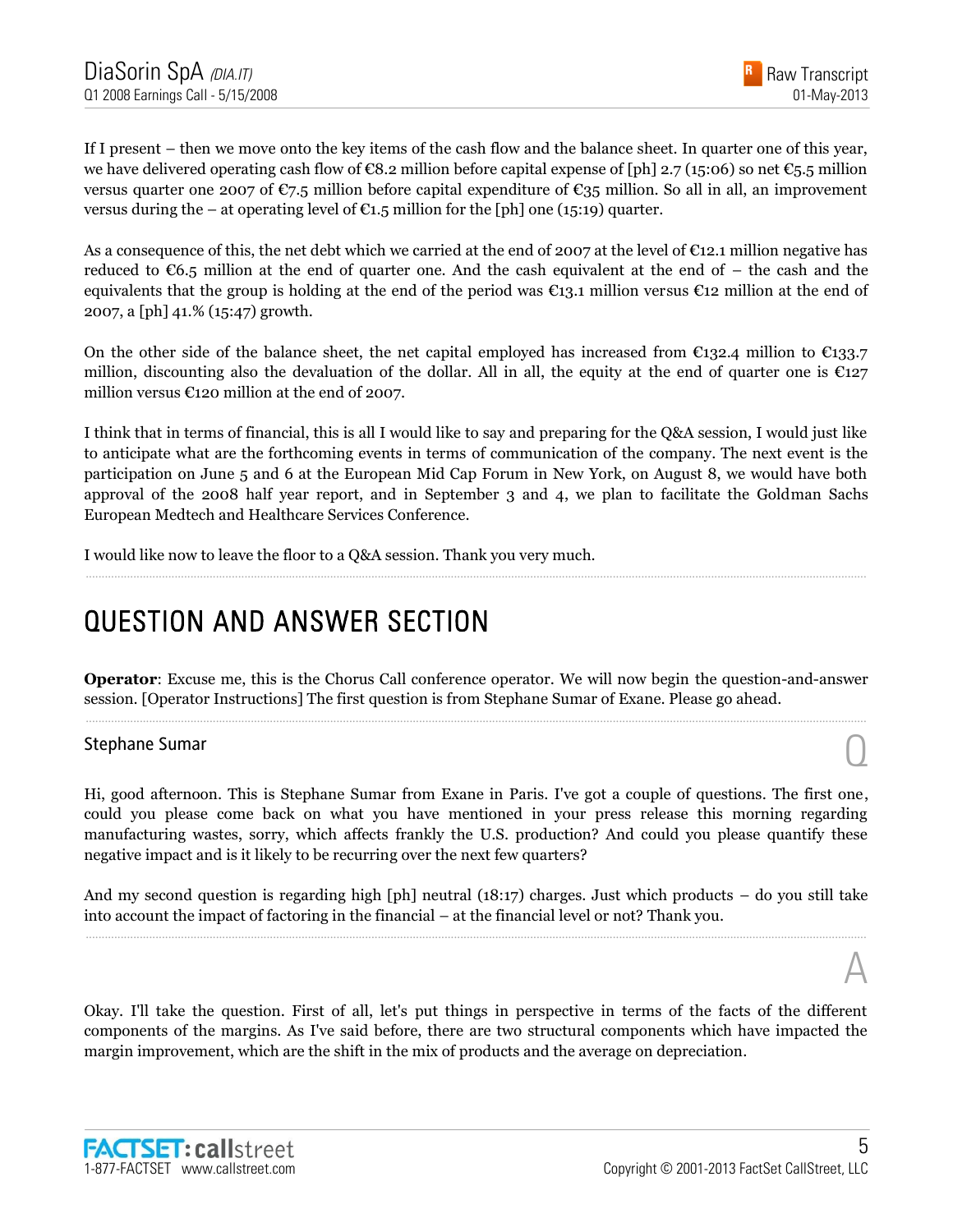If I present – then we move onto the key items of the cash flow and the balance sheet. In quarter one of this year, we have delivered operating cash flow of €8.2 million before capital expense of [ph] 2.7 (15:06) so net €5.5 million versus quarter one 2007 of €7.5 million before capital expenditure of €35 million. So all in all, an improvement versus during the – at operating level of €1.5 million for the [ph] one (15:19) quarter.

As a consequence of this, the net debt which we carried at the end of 2007 at the level of €12.1 million negative has reduced to €6.5 million at the end of quarter one. And the cash equivalent at the end of – the cash and the equivalents that the group is holding at the end of the period was €13.1 million versus €12 million at the end of 2007, a [ph] 41.% (15:47) growth.

On the other side of the balance sheet, the net capital employed has increased from €132.4 million to €133.7 million, discounting also the devaluation of the dollar. All in all, the equity at the end of quarter one is €127 million versus €120 million at the end of 2007.

I think that in terms of financial, this is all I would like to say and preparing for the Q&A session, I would just like to anticipate what are the forthcoming events in terms of communication of the company. The next event is the participation on June 5 and 6 at the European Mid Cap Forum in New York, on August 8, we would have both approval of the 2008 half year report, and in September 3 and 4, we plan to facilitate the Goldman Sachs European Medtech and Healthcare Services Conference.

I would like now to leave the floor to a Q&A session. Thank you very much.

# QUESTION AND ANSWER SECTION

**Operator**: Excuse me, this is the Chorus Call conference operator. We will now begin the question-and-answer session. [Operator Instructions] The first question is from Stephane Sumar of Exane. Please go ahead.

### Stephane Sumar

Q

Hi, good afternoon. This is Stephane Sumar from Exane in Paris. I've got a couple of questions. The first one, could you please come back on what you have mentioned in your press release this morning regarding manufacturing wastes, sorry, which affects frankly the U.S. production? And could you please quantify these negative impact and is it likely to be recurring over the next few quarters?

And my second question is regarding high [ph] neutral (18:17) charges. Just which products – do you still take into account the impact of factoring in the financial – at the financial level or not? Thank you.

A

Okay. I'll take the question. First of all, let's put things in perspective in terms of the facts of the different components of the margins. As I've said before, there are two structural components which have impacted the margin improvement, which are the shift in the mix of products and the average on depreciation.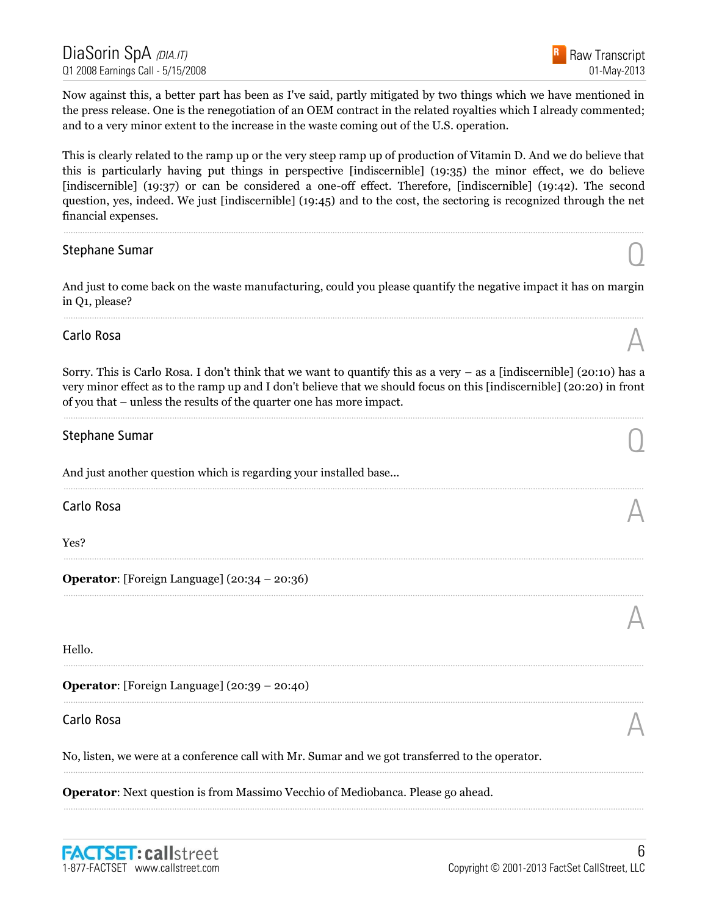Now against this, a better part has been as I've said, partly mitigated by two things which we have mentioned in the press release. One is the renegotiation of an OEM contract in the related royalties which I already commented; and to a very minor extent to the increase in the waste coming out of the U.S. operation.

This is clearly related to the ramp up or the very steep ramp up of production of Vitamin D. And we do believe that this is particularly having put things in perspective [indiscernible] (19:35) the minor effect, we do believe [indiscernible] (19:37) or can be considered a one-off effect. Therefore, [indiscernible] (19:42). The second question, yes, indeed. We just [indiscernible] (19:45) and to the cost, the sectoring is recognized through the net financial expenses.

---

**Stephane Sumar** — Q

And just to come back on the waste manufacturing, could you please quantify the negative impact it has on margin in Q1, please?

---

**Carlo Rosa** — A

Sorry. This is Carlo Rosa. I don't think that we want to quantify this as a very – as a [indiscernible] (20:10) has a very minor effect as to the ramp up and I don't believe that we should focus on this [indiscernible] (20:20) in front of you that – unless the results of the quarter one has more impact.

---

**Stephane Sumar** — Q

And just another question which is regarding your installed base...

---

**Carlo Rosa** — A

Yes?

---

**Operator**: [Foreign Language] (20:34 – 20:36)

---

A

Hello.

---

**Operator**: [Foreign Language] (20:39 – 20:40)

---

**Carlo Rosa** — A

No, listen, we were at a conference call with Mr. Sumar and we got transferred to the operator.

---

**Operator**: Next question is from Massimo Vecchio of Mediobanca. Please go ahead.

---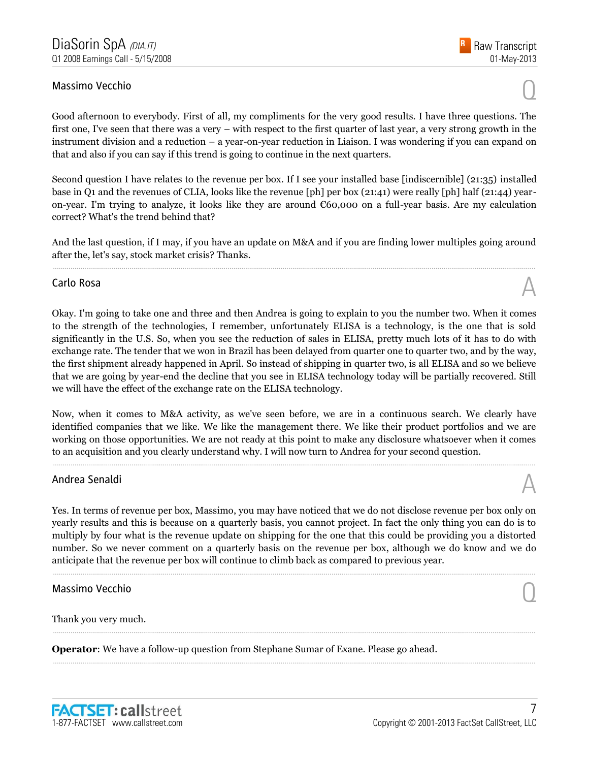### Massimo Vecchio

Q

Good afternoon to everybody. First of all, my compliments for the very good results. I have three questions. The first one, I've seen that there was a very – with respect to the first quarter of last year, a very strong growth in the instrument division and a reduction – a year-on-year reduction in Liaison. I was wondering if you can expand on that and also if you can say if this trend is going to continue in the next quarters.

Second question I have relates to the revenue per box. If I see your installed base [indiscernible] (21:35) installed base in Q1 and the revenues of CLIA, looks like the revenue [ph] per box (21:41) were really [ph] half (21:44) year-on-year. I'm trying to analyze, it looks like they are around €60,000 on a full-year basis. Are my calculation correct? What's the trend behind that?

And the last question, if I may, if you have an update on M&A and if you are finding lower multiples going around after the, let's say, stock market crisis? Thanks.

---

### Carlo Rosa

A

Okay. I'm going to take one and three and then Andrea is going to explain to you the number two. When it comes to the strength of the technologies, I remember, unfortunately ELISA is a technology, is the one that is sold significantly in the U.S. So, when you see the reduction of sales in ELISA, pretty much lots of it has to do with exchange rate. The tender that we won in Brazil has been delayed from quarter one to quarter two, and by the way, the first shipment already happened in April. So instead of shipping in quarter two, is all ELISA and so we believe that we are going by year-end the decline that you see in ELISA technology today will be partially recovered. Still we will have the effect of the exchange rate on the ELISA technology.

Now, when it comes to M&A activity, as we've seen before, we are in a continuous search. We clearly have identified companies that we like. We like the management there. We like their product portfolios and we are working on those opportunities. We are not ready at this point to make any disclosure whatsoever when it comes to an acquisition and you clearly understand why. I will now turn to Andrea for your second question.

---

### Andrea Senaldi

A

Yes. In terms of revenue per box, Massimo, you may have noticed that we do not disclose revenue per box only on yearly results and this is because on a quarterly basis, you cannot project. In fact the only thing you can do is to multiply by four what is the revenue update on shipping for the one that this could be providing you a distorted number. So we never comment on a quarterly basis on the revenue per box, although we do know and we do anticipate that the revenue per box will continue to climb back as compared to previous year.

---

### Massimo Vecchio

Q

Thank you very much.

---

**Operator**: We have a follow-up question from Stephane Sumar of Exane. Please go ahead.

---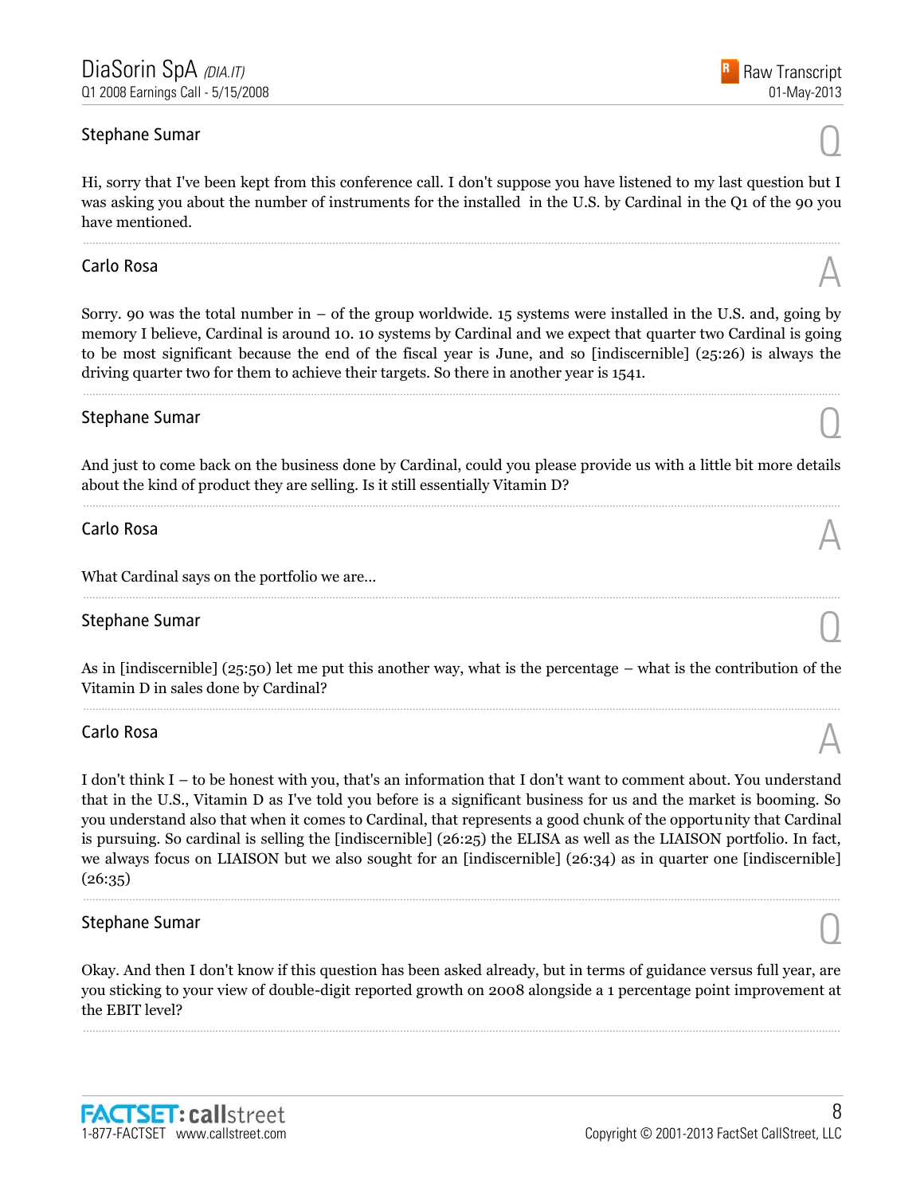### Stephane Sumar

Q

Hi, sorry that I've been kept from this conference call. I don't suppose you have listened to my last question but I was asking you about the number of instruments for the installed in the U.S. by Cardinal in the Q1 of the 90 you have mentioned.

---

### Carlo Rosa

A

Sorry. 90 was the total number in – of the group worldwide. 15 systems were installed in the U.S. and, going by memory I believe, Cardinal is around 10. 10 systems by Cardinal and we expect that quarter two Cardinal is going to be most significant because the end of the fiscal year is June, and so [indiscernible] (25:26) is always the driving quarter two for them to achieve their targets. So there in another year is 1541.

---

### Stephane Sumar

Q

And just to come back on the business done by Cardinal, could you please provide us with a little bit more details about the kind of product they are selling. Is it still essentially Vitamin D?

---

### Carlo Rosa

A

What Cardinal says on the portfolio we are...

---

### Stephane Sumar

Q

As in [indiscernible] (25:50) let me put this another way, what is the percentage – what is the contribution of the Vitamin D in sales done by Cardinal?

---

### Carlo Rosa

A

I don't think I – to be honest with you, that's an information that I don't want to comment about. You understand that in the U.S., Vitamin D as I've told you before is a significant business for us and the market is booming. So you understand also that when it comes to Cardinal, that represents a good chunk of the opportunity that Cardinal is pursuing. So cardinal is selling the [indiscernible] (26:25) the ELISA as well as the LIAISON portfolio. In fact, we always focus on LIAISON but we also sought for an [indiscernible] (26:34) as in quarter one [indiscernible] (26:35)

---

### Stephane Sumar

Q

Okay. And then I don't know if this question has been asked already, but in terms of guidance versus full year, are you sticking to your view of double-digit reported growth on 2008 alongside a 1 percentage point improvement at the EBIT level?

---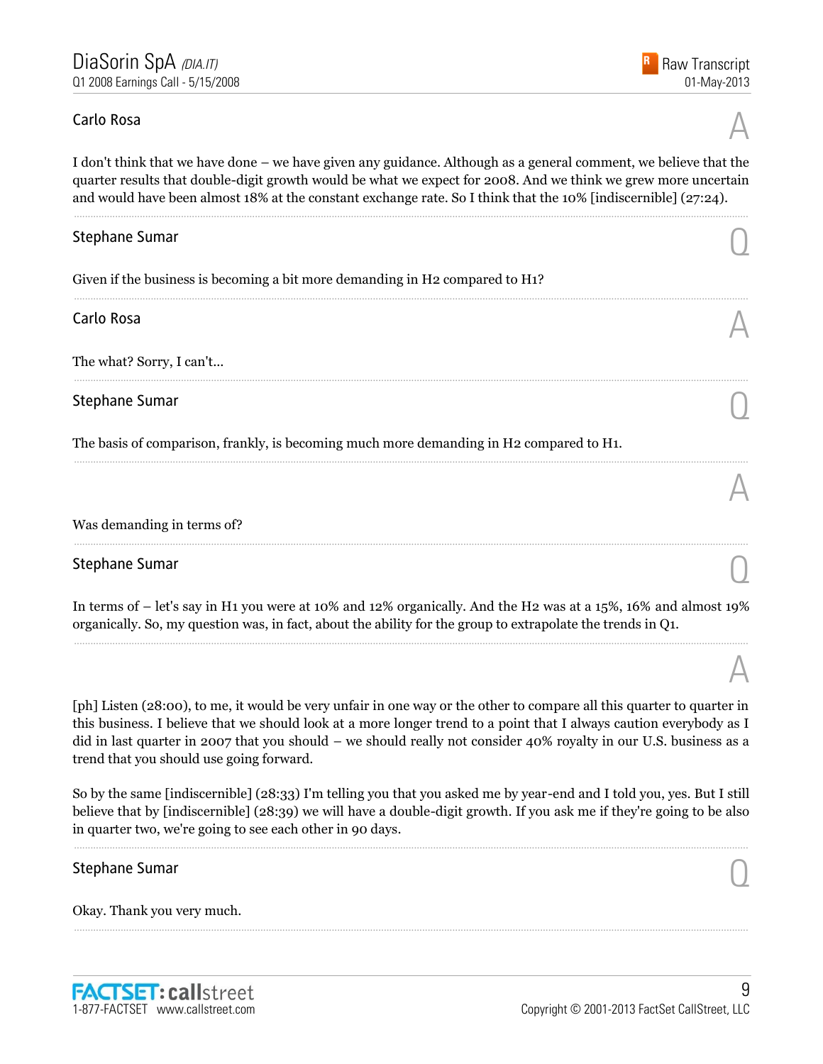Carlo Rosa

A

I don't think that we have done – we have given any guidance. Although as a general comment, we believe that the quarter results that double-digit growth would be what we expect for 2008. And we think we grew more uncertain and would have been almost 18% at the constant exchange rate. So I think that the 10% [indiscernible] (27:24).

---

Stephane Sumar

Q

Given if the business is becoming a bit more demanding in H2 compared to H1?

---

Carlo Rosa

A

The what? Sorry, I can't...

---

Stephane Sumar

Q

The basis of comparison, frankly, is becoming much more demanding in H2 compared to H1.

---

A

Was demanding in terms of?

---

Stephane Sumar

Q

In terms of – let's say in H1 you were at 10% and 12% organically. And the H2 was at a 15%, 16% and almost 19% organically. So, my question was, in fact, about the ability for the group to extrapolate the trends in Q1.

---

A

[ph] Listen (28:00), to me, it would be very unfair in one way or the other to compare all this quarter to quarter in this business. I believe that we should look at a more longer trend to a point that I always caution everybody as I did in last quarter in 2007 that you should – we should really not consider 40% royalty in our U.S. business as a trend that you should use going forward.

So by the same [indiscernible] (28:33) I'm telling you that you asked me by year-end and I told you, yes. But I still believe that by [indiscernible] (28:39) we will have a double-digit growth. If you ask me if they're going to be also in quarter two, we're going to see each other in 90 days.

---

Stephane Sumar

Q

Okay. Thank you very much.

---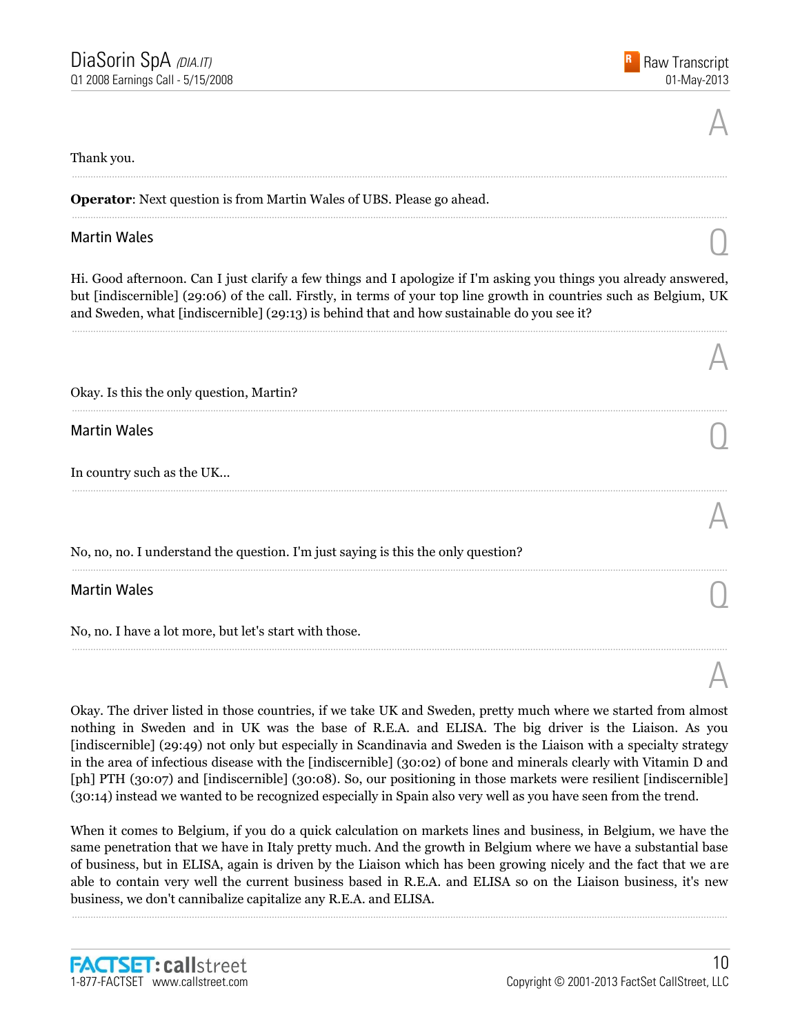Thank you.

---

**Operator**: Next question is from Martin Wales of UBS. Please go ahead.

---

Martin Wales

Q

Hi. Good afternoon. Can I just clarify a few things and I apologize if I'm asking you things you already answered, but [indiscernible] (29:06) of the call. Firstly, in terms of your top line growth in countries such as Belgium, UK and Sweden, what [indiscernible] (29:13) is behind that and how sustainable do you see it?

---

A

Okay. Is this the only question, Martin?

---

Martin Wales

Q

In country such as the UK...

---

A

No, no, no. I understand the question. I'm just saying is this the only question?

---

Martin Wales

Q

No, no. I have a lot more, but let's start with those.

---

A

Okay. The driver listed in those countries, if we take UK and Sweden, pretty much where we started from almost nothing in Sweden and in UK was the base of R.E.A. and ELISA. The big driver is the Liaison. As you [indiscernible] (29:49) not only but especially in Scandinavia and Sweden is the Liaison with a specialty strategy in the area of infectious disease with the [indiscernible] (30:02) of bone and minerals clearly with Vitamin D and [ph] PTH (30:07) and [indiscernible] (30:08). So, our positioning in those markets were resilient [indiscernible] (30:14) instead we wanted to be recognized especially in Spain also very well as you have seen from the trend.

When it comes to Belgium, if you do a quick calculation on markets lines and business, in Belgium, we have the same penetration that we have in Italy pretty much. And the growth in Belgium where we have a substantial base of business, but in ELISA, again is driven by the Liaison which has been growing nicely and the fact that we are able to contain very well the current business based in R.E.A. and ELISA so on the Liaison business, it's new business, we don't cannibalize capitalize any R.E.A. and ELISA.

---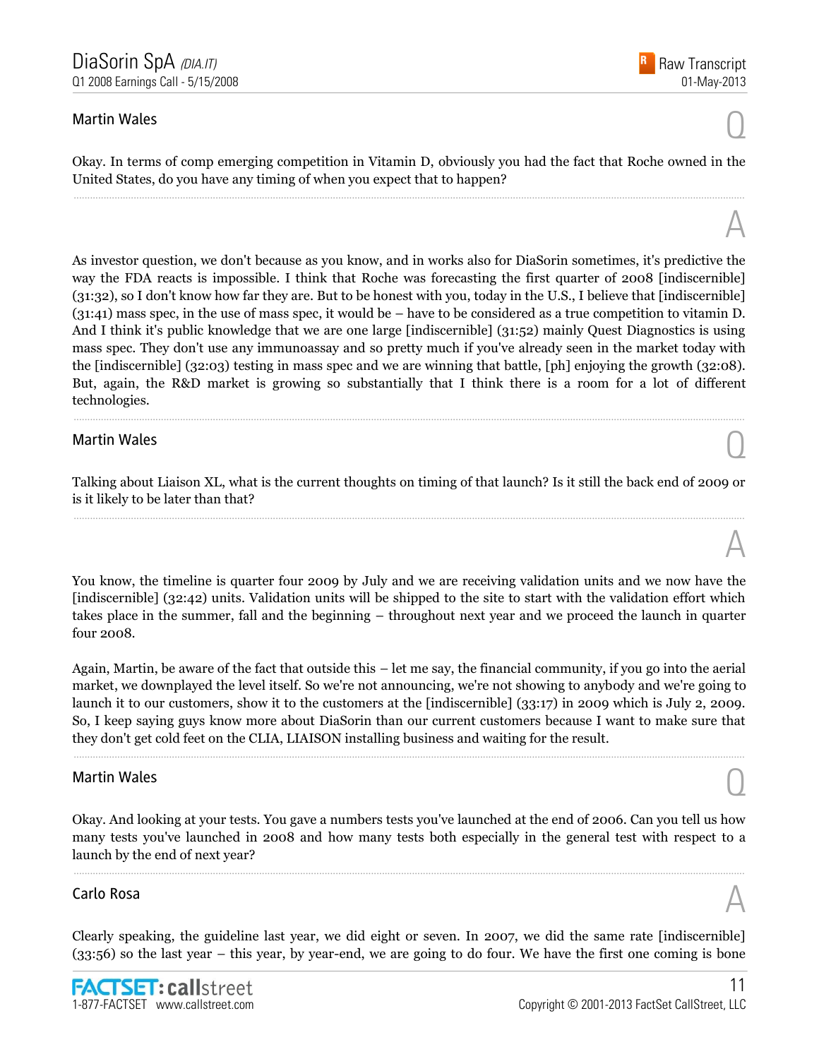### Martin Wales

Q

Okay. In terms of comp emerging competition in Vitamin D, obviously you had the fact that Roche owned in the United States, do you have any timing of when you expect that to happen?

A

As investor question, we don't because as you know, and in works also for DiaSorin sometimes, it's predictive the way the FDA reacts is impossible. I think that Roche was forecasting the first quarter of 2008 [indiscernible] (31:32), so I don't know how far they are. But to be honest with you, today in the U.S., I believe that [indiscernible] (31:41) mass spec, in the use of mass spec, it would be – have to be considered as a true competition to vitamin D. And I think it's public knowledge that we are one large [indiscernible] (31:52) mainly Quest Diagnostics is using mass spec. They don't use any immunoassay and so pretty much if you've already seen in the market today with the [indiscernible] (32:03) testing in mass spec and we are winning that battle, [ph] enjoying the growth (32:08). But, again, the R&D market is growing so substantially that I think there is a room for a lot of different technologies.

### Martin Wales

Q

Talking about Liaison XL, what is the current thoughts on timing of that launch? Is it still the back end of 2009 or is it likely to be later than that?

A

You know, the timeline is quarter four 2009 by July and we are receiving validation units and we now have the [indiscernible] (32:42) units. Validation units will be shipped to the site to start with the validation effort which takes place in the summer, fall and the beginning – throughout next year and we proceed the launch in quarter four 2008.

Again, Martin, be aware of the fact that outside this – let me say, the financial community, if you go into the aerial market, we downplayed the level itself. So we're not announcing, we're not showing to anybody and we're going to launch it to our customers, show it to the customers at the [indiscernible] (33:17) in 2009 which is July 2, 2009. So, I keep saying guys know more about DiaSorin than our current customers because I want to make sure that they don't get cold feet on the CLIA, LIAISON installing business and waiting for the result.

### Martin Wales

Q

Okay. And looking at your tests. You gave a numbers tests you've launched at the end of 2006. Can you tell us how many tests you've launched in 2008 and how many tests both especially in the general test with respect to a launch by the end of next year?

### Carlo Rosa

A

Clearly speaking, the guideline last year, we did eight or seven. In 2007, we did the same rate [indiscernible] (33:56) so the last year – this year, by year-end, we are going to do four. We have the first one coming is bone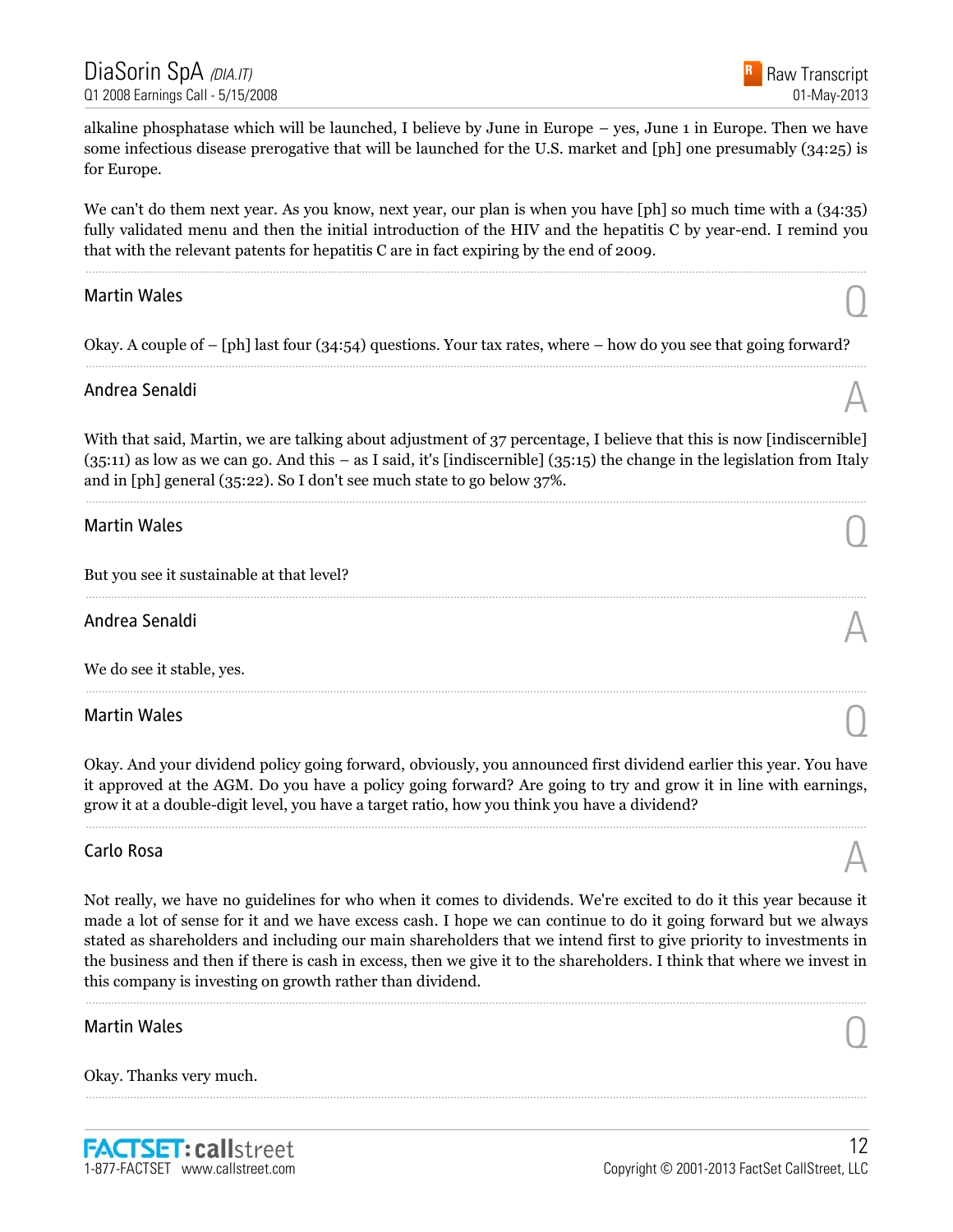alkaline phosphatase which will be launched, I believe by June in Europe – yes, June 1 in Europe. Then we have some infectious disease prerogative that will be launched for the U.S. market and [ph] one presumably (34:25) is for Europe.

We can't do them next year. As you know, next year, our plan is when you have [ph] so much time with a (34:35) fully validated menu and then the initial introduction of the HIV and the hepatitis C by year-end. I remind you that with the relevant patents for hepatitis C are in fact expiring by the end of 2009.

---

**Martin Wales** — Q

Okay. A couple of – [ph] last four (34:54) questions. Your tax rates, where – how do you see that going forward?

---

**Andrea Senaldi** — A

With that said, Martin, we are talking about adjustment of 37 percentage, I believe that this is now [indiscernible] (35:11) as low as we can go. And this – as I said, it's [indiscernible] (35:15) the change in the legislation from Italy and in [ph] general (35:22). So I don't see much state to go below 37%.

---

**Martin Wales** — Q

But you see it sustainable at that level?

---

**Andrea Senaldi** — A

We do see it stable, yes.

---

**Martin Wales** — Q

Okay. And your dividend policy going forward, obviously, you announced first dividend earlier this year. You have it approved at the AGM. Do you have a policy going forward? Are going to try and grow it in line with earnings, grow it at a double-digit level, you have a target ratio, how you think you have a dividend?

---

**Carlo Rosa** — A

Not really, we have no guidelines for who when it comes to dividends. We're excited to do it this year because it made a lot of sense for it and we have excess cash. I hope we can continue to do it going forward but we always stated as shareholders and including our main shareholders that we intend first to give priority to investments in the business and then if there is cash in excess, then we give it to the shareholders. I think that where we invest in this company is investing on growth rather than dividend.

---

**Martin Wales** — Q

Okay. Thanks very much.

---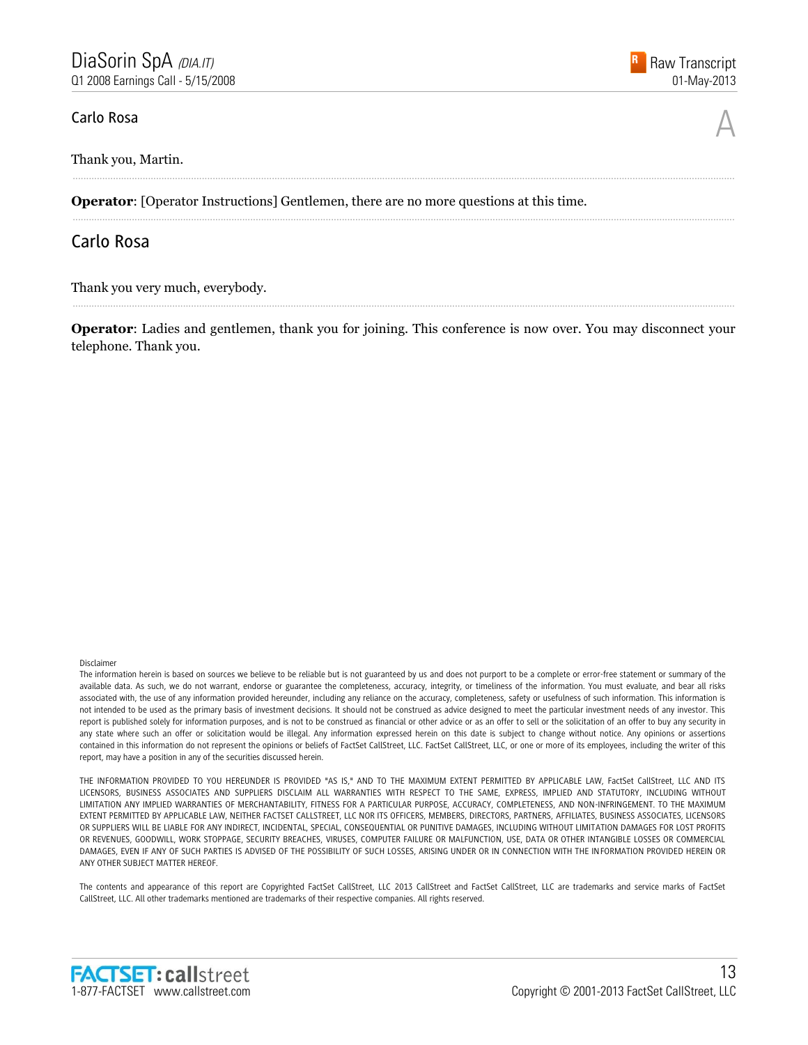Carlo Rosa

A

Thank you, Martin.

---

**Operator**: [Operator Instructions] Gentlemen, there are no more questions at this time.

---

## Carlo Rosa

Thank you very much, everybody.

---

**Operator**: Ladies and gentlemen, thank you for joining. This conference is now over. You may disconnect your telephone. Thank you.

Disclaimer

The information herein is based on sources we believe to be reliable but is not guaranteed by us and does not purport to be a complete or error-free statement or summary of the available data. As such, we do not warrant, endorse or guarantee the completeness, accuracy, integrity, or timeliness of the information. You must evaluate, and bear all risks associated with, the use of any information provided hereunder, including any reliance on the accuracy, completeness, safety or usefulness of such information. This information is not intended to be used as the primary basis of investment decisions. It should not be construed as advice designed to meet the particular investment needs of any investor. This report is published solely for information purposes, and is not to be construed as financial or other advice or as an offer to sell or the solicitation of an offer to buy any security in any state where such an offer or solicitation would be illegal. Any information expressed herein on this date is subject to change without notice. Any opinions or assertions contained in this information do not represent the opinions or beliefs of FactSet CallStreet, LLC. FactSet CallStreet, LLC, or one or more of its employees, including the writer of this report, may have a position in any of the securities discussed herein.

THE INFORMATION PROVIDED TO YOU HEREUNDER IS PROVIDED "AS IS," AND TO THE MAXIMUM EXTENT PERMITTED BY APPLICABLE LAW, FactSet CallStreet, LLC AND ITS LICENSORS, BUSINESS ASSOCIATES AND SUPPLIERS DISCLAIM ALL WARRANTIES WITH RESPECT TO THE SAME, EXPRESS, IMPLIED AND STATUTORY, INCLUDING WITHOUT LIMITATION ANY IMPLIED WARRANTIES OF MERCHANTABILITY, FITNESS FOR A PARTICULAR PURPOSE, ACCURACY, COMPLETENESS, AND NON-INFRINGEMENT. TO THE MAXIMUM EXTENT PERMITTED BY APPLICABLE LAW, NEITHER FACTSET CALLSTREET, LLC NOR ITS OFFICERS, MEMBERS, DIRECTORS, PARTNERS, AFFILIATES, BUSINESS ASSOCIATES, LICENSORS OR SUPPLIERS WILL BE LIABLE FOR ANY INDIRECT, INCIDENTAL, SPECIAL, CONSEQUENTIAL OR PUNITIVE DAMAGES, INCLUDING WITHOUT LIMITATION DAMAGES FOR LOST PROFITS OR REVENUES, GOODWILL, WORK STOPPAGE, SECURITY BREACHES, VIRUSES, COMPUTER FAILURE OR MALFUNCTION, USE, DATA OR OTHER INTANGIBLE LOSSES OR COMMERCIAL DAMAGES, EVEN IF ANY OF SUCH PARTIES IS ADVISED OF THE POSSIBILITY OF SUCH LOSSES, ARISING UNDER OR IN CONNECTION WITH THE INFORMATION PROVIDED HEREIN OR ANY OTHER SUBJECT MATTER HEREOF.

The contents and appearance of this report are Copyrighted FactSet CallStreet, LLC 2013 CallStreet and FactSet CallStreet, LLC are trademarks and service marks of FactSet CallStreet, LLC. All other trademarks mentioned are trademarks of their respective companies. All rights reserved.